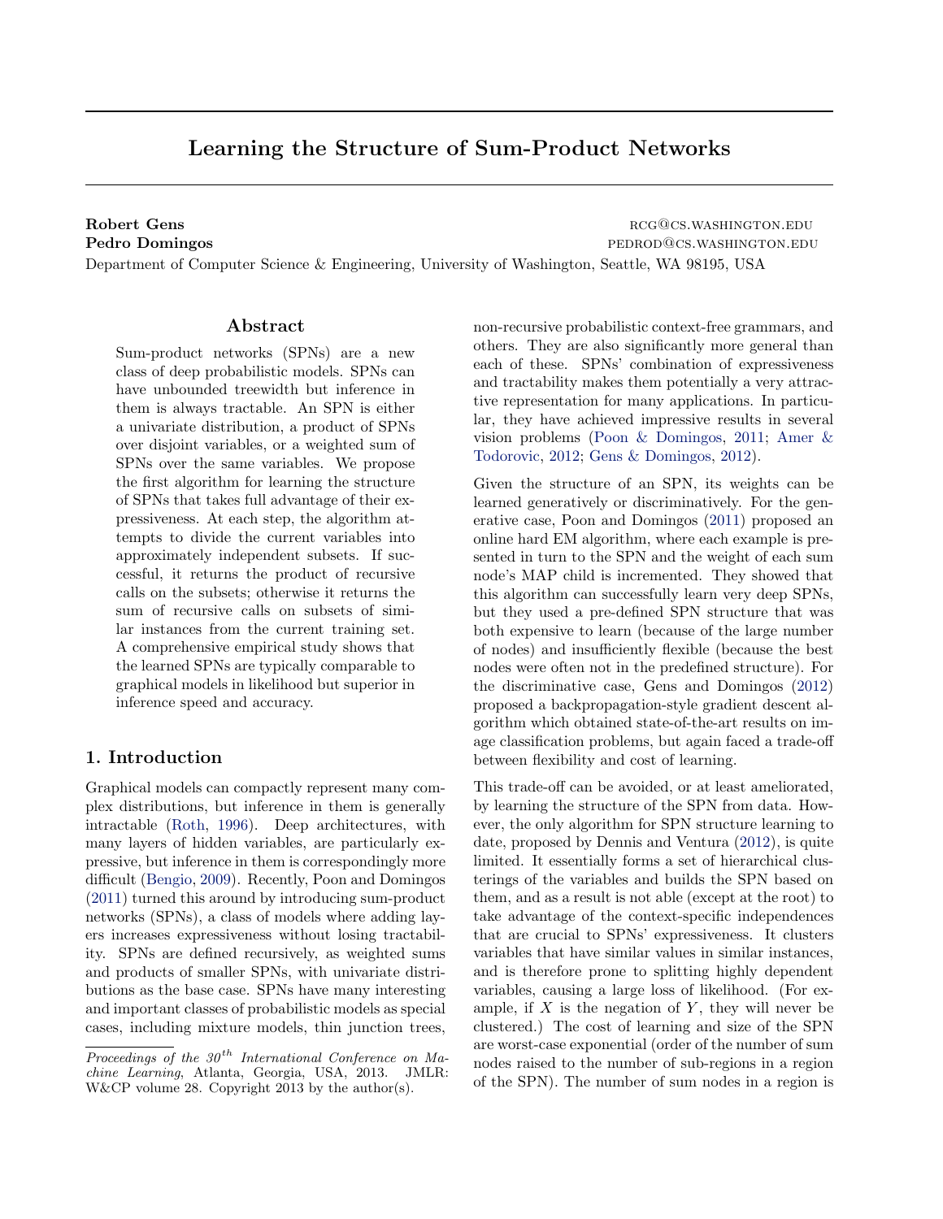# Learning the Structure of Sum-Product Networks

**Robert Gens** RCG@CS.WASHINGTON.EDU
**Pedro Domingos** PEDROD@CS.WASHINGTON.EDU
Department of Computer Science & Engineering, University of Washington, Seattle, WA 98195, USA

## Abstract

Sum-product networks (SPNs) are a new class of deep probabilistic models. SPNs can have unbounded treewidth but inference in them is always tractable. An SPN is either a univariate distribution, a product of SPNs over disjoint variables, or a weighted sum of SPNs over the same variables. We propose the first algorithm for learning the structure of SPNs that takes full advantage of their expressiveness. At each step, the algorithm attempts to divide the current variables into approximately independent subsets. If successful, it returns the product of recursive calls on the subsets; otherwise it returns the sum of recursive calls on subsets of similar instances from the current training set. A comprehensive empirical study shows that the learned SPNs are typically comparable to graphical models in likelihood but superior in inference speed and accuracy.

## 1. Introduction

Graphical models can compactly represent many complex distributions, but inference in them is generally intractable (Roth, 1996). Deep architectures, with many layers of hidden variables, are particularly expressive, but inference in them is correspondingly more difficult (Bengio, 2009). Recently, Poon and Domingos (2011) turned this around by introducing sum-product networks (SPNs), a class of models where adding layers increases expressiveness without losing tractability. SPNs are defined recursively, as weighted sums and products of smaller SPNs, with univariate distributions as the base case. SPNs have many interesting and important classes of probabilistic models as special cases, including mixture models, thin junction trees, non-recursive probabilistic context-free grammars, and others. They are also significantly more general than each of these. SPNs' combination of expressiveness and tractability makes them potentially a very attractive representation for many applications. In particular, they have achieved impressive results in several vision problems (Poon & Domingos, 2011; Amer & Todorovic, 2012; Gens & Domingos, 2012).

Given the structure of an SPN, its weights can be learned generatively or discriminatively. For the generative case, Poon and Domingos (2011) proposed an online hard EM algorithm, where each example is presented in turn to the SPN and the weight of each sum node's MAP child is incremented. They showed that this algorithm can successfully learn very deep SPNs, but they used a pre-defined SPN structure that was both expensive to learn (because of the large number of nodes) and insufficiently flexible (because the best nodes were often not in the predefined structure). For the discriminative case, Gens and Domingos (2012) proposed a backpropagation-style gradient descent algorithm which obtained state-of-the-art results on image classification problems, but again faced a trade-off between flexibility and cost of learning.

This trade-off can be avoided, or at least ameliorated, by learning the structure of the SPN from data. However, the only algorithm for SPN structure learning to date, proposed by Dennis and Ventura (2012), is quite limited. It essentially forms a set of hierarchical clusterings of the variables and builds the SPN based on them, and as a result is not able (except at the root) to take advantage of the context-specific independences that are crucial to SPNs' expressiveness. It clusters variables that have similar values in similar instances, and is therefore prone to splitting highly dependent variables, causing a large loss of likelihood. (For example, if $X$ is the negation of $Y$, they will never be clustered.) The cost of learning and size of the SPN are worst-case exponential (order of the number of sum nodes raised to the number of sub-regions in a region of the SPN). The number of sum nodes in a region is

*Proceedings of the 30th International Conference on Machine Learning*, Atlanta, Georgia, USA, 2013. JMLR: W&CP volume 28. Copyright 2013 by the author(s).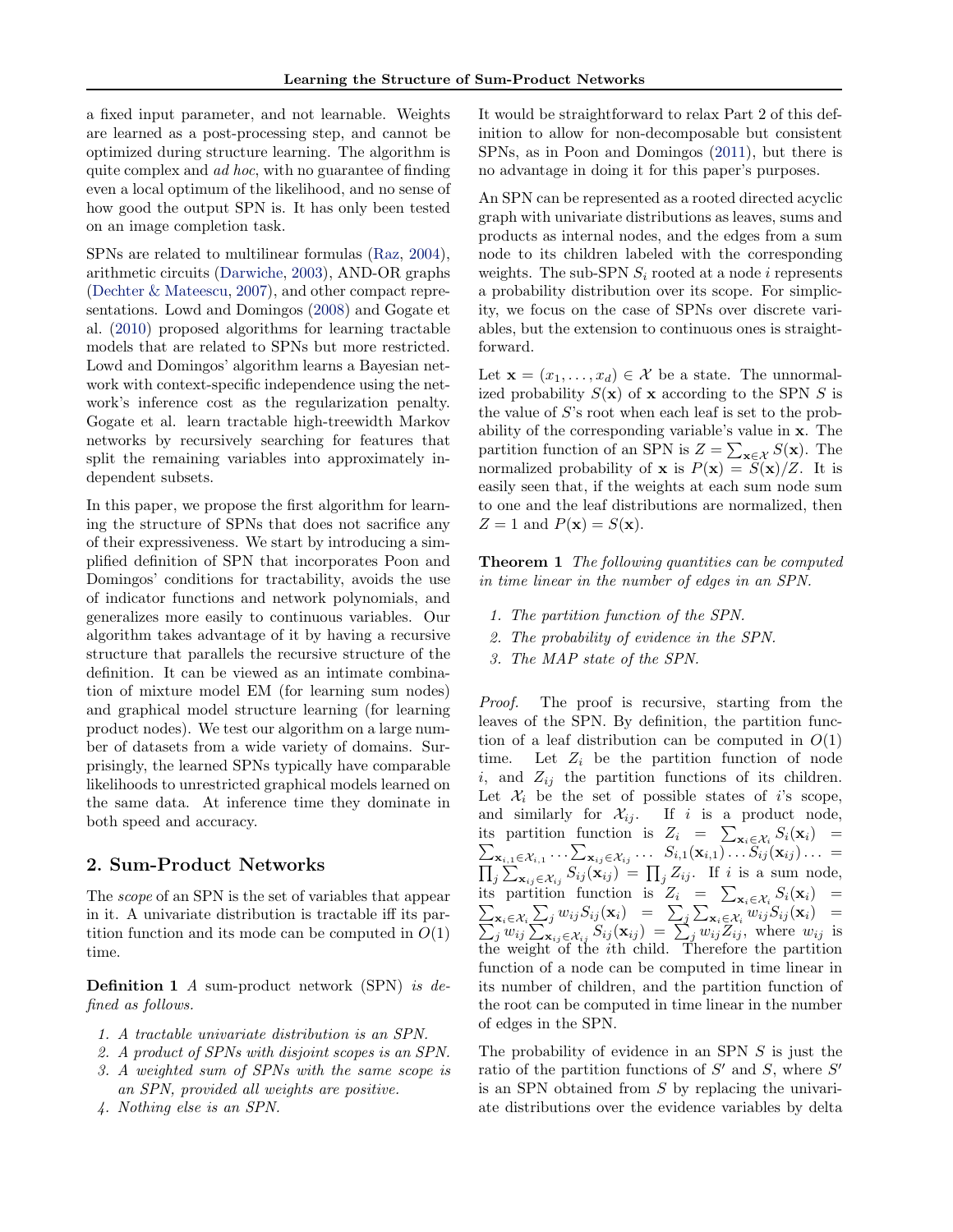a fixed input parameter, and not learnable. Weights are learned as a post-processing step, and cannot be optimized during structure learning. The algorithm is quite complex and *ad hoc*, with no guarantee of finding even a local optimum of the likelihood, and no sense of how good the output SPN is. It has only been tested on an image completion task.

SPNs are related to multilinear formulas (Raz, 2004), arithmetic circuits (Darwiche, 2003), AND-OR graphs (Dechter & Mateescu, 2007), and other compact representations. Lowd and Domingos (2008) and Gogate et al. (2010) proposed algorithms for learning tractable models that are related to SPNs but more restricted. Lowd and Domingos' algorithm learns a Bayesian network with context-specific independence using the network's inference cost as the regularization penalty. Gogate et al. learn tractable high-treewidth Markov networks by recursively searching for features that split the remaining variables into approximately independent subsets.

In this paper, we propose the first algorithm for learning the structure of SPNs that does not sacrifice any of their expressiveness. We start by introducing a simplified definition of SPN that incorporates Poon and Domingos' conditions for tractability, avoids the use of indicator functions and network polynomials, and generalizes more easily to continuous variables. Our algorithm takes advantage of it by having a recursive structure that parallels the recursive structure of the definition. It can be viewed as an intimate combination of mixture model EM (for learning sum nodes) and graphical model structure learning (for learning product nodes). We test our algorithm on a large number of datasets from a wide variety of domains. Surprisingly, the learned SPNs typically have comparable likelihoods to unrestricted graphical models learned on the same data. At inference time they dominate in both speed and accuracy.

## 2. Sum-Product Networks

The *scope* of an SPN is the set of variables that appear in it. A univariate distribution is tractable iff its partition function and its mode can be computed in $O(1)$ time.

**Definition 1** *A sum-product network (SPN) is defined as follows.*

1. *A tractable univariate distribution is an SPN.*
2. *A product of SPNs with disjoint scopes is an SPN.*
3. *A weighted sum of SPNs with the same scope is an SPN, provided all weights are positive.*
4. *Nothing else is an SPN.*

It would be straightforward to relax Part 2 of this definition to allow for non-decomposable but consistent SPNs, as in Poon and Domingos (2011), but there is no advantage in doing it for this paper's purposes.

An SPN can be represented as a rooted directed acyclic graph with univariate distributions as leaves, sums and products as internal nodes, and the edges from a sum node to its children labeled with the corresponding weights. The sub-SPN $S_i$ rooted at a node $i$ represents a probability distribution over its scope. For simplicity, we focus on the case of SPNs over discrete variables, but the extension to continuous ones is straightforward.

Let $\mathbf{x} = (x_1, \ldots, x_d) \in \mathcal{X}$ be a state. The unnormalized probability $S(\mathbf{x})$ of $\mathbf{x}$ according to the SPN $S$ is the value of $S$'s root when each leaf is set to the probability of the corresponding variable's value in $\mathbf{x}$. The partition function of an SPN is $Z = \sum_{\mathbf{x} \in \mathcal{X}} S(\mathbf{x})$. The normalized probability of $\mathbf{x}$ is $P(\mathbf{x}) = S(\mathbf{x})/Z$. It is easily seen that, if the weights at each sum node sum to one and the leaf distributions are normalized, then $Z = 1$ and $P(\mathbf{x}) = S(\mathbf{x})$.

**Theorem 1** *The following quantities can be computed in time linear in the number of edges in an SPN.*

1. *The partition function of the SPN.*
2. *The probability of evidence in the SPN.*
3. *The MAP state of the SPN.*

*Proof.* The proof is recursive, starting from the leaves of the SPN. By definition, the partition function of a leaf distribution can be computed in $O(1)$ time. Let $Z_i$ be the partition function of node $i$, and $Z_{ij}$ the partition functions of its children. Let $\mathcal{X}_i$ be the set of possible states of $i$'s scope, and similarly for $\mathcal{X}_{ij}$. If $i$ is a product node, its partition function is $Z_i = \sum_{\mathbf{x}_i \in \mathcal{X}_i} S_i(\mathbf{x}_i) = \sum_{\mathbf{x}_{i,1} \in \mathcal{X}_{i,1}} \ldots \sum_{\mathbf{x}_{ij} \in \mathcal{X}_{ij}} \ldots \; S_{i,1}(\mathbf{x}_{i,1}) \ldots S_{ij}(\mathbf{x}_{ij}) \ldots = \prod_j \sum_{\mathbf{x}_{ij} \in \mathcal{X}_{ij}} S_{ij}(\mathbf{x}_{ij}) = \prod_j Z_{ij}$. If $i$ is a sum node, its partition function is $Z_i = \sum_{\mathbf{x}_i \in \mathcal{X}_i} S_i(\mathbf{x}_i) = \sum_{\mathbf{x}_i \in \mathcal{X}_i} \sum_j w_{ij} S_{ij}(\mathbf{x}_i) = \sum_j \sum_{\mathbf{x}_i \in \mathcal{X}_i} w_{ij} S_{ij}(\mathbf{x}_i) = \sum_j w_{ij} \sum_{\mathbf{x}_{ij} \in \mathcal{X}_{ij}} S_{ij}(\mathbf{x}_{ij}) = \sum_j w_{ij} Z_{ij}$, where $w_{ij}$ is the weight of the $i$th child. Therefore the partition function of a node can be computed in time linear in its number of children, and the partition function of the root can be computed in time linear in the number of edges in the SPN.

The probability of evidence in an SPN $S$ is just the ratio of the partition functions of $S'$ and $S$, where $S'$ is an SPN obtained from $S$ by replacing the univariate distributions over the evidence variables by delta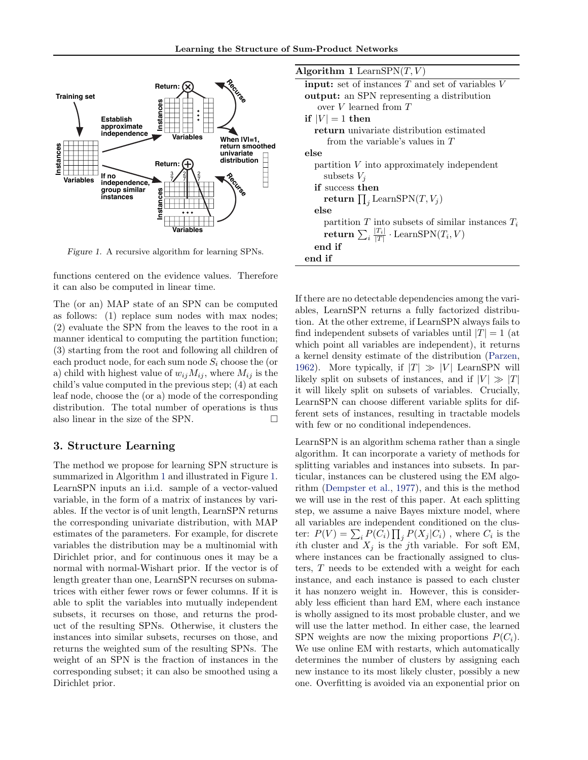Figure 1. A recursive algorithm for learning SPNs.

functions centered on the evidence values. Therefore it can also be computed in linear time.

The (or an) MAP state of an SPN can be computed as follows: (1) replace sum nodes with max nodes; (2) evaluate the SPN from the leaves to the root in a manner identical to computing the partition function; (3) starting from the root and following all children of each product node, for each sum node $S_i$ choose the (or a) child with highest value of $w_{ij}M_{ij}$, where $M_{ij}$ is the child's value computed in the previous step; (4) at each leaf node, choose the (or a) mode of the corresponding distribution. The total number of operations is thus also linear in the size of the SPN. □

## 3. Structure Learning

The method we propose for learning SPN structure is summarized in Algorithm 1 and illustrated in Figure 1. LearnSPN inputs an i.i.d. sample of a vector-valued variable, in the form of a matrix of instances by variables. If the vector is of unit length, LearnSPN returns the corresponding univariate distribution, with MAP estimates of the parameters. For example, for discrete variables the distribution may be a multinomial with Dirichlet prior, and for continuous ones it may be a normal with normal-Wishart prior. If the vector is of length greater than one, LearnSPN recurses on submatrices with either fewer rows or fewer columns. If it is able to split the variables into mutually independent subsets, it recurses on those, and returns the product of the resulting SPNs. Otherwise, it clusters the instances into similar subsets, recurses on those, and returns the weighted sum of the resulting SPNs. The weight of an SPN is the fraction of instances in the corresponding subset; it can also be smoothed using a Dirichlet prior.

**Algorithm 1** LearnSPN$(T, V)$

```
input: set of instances T and set of variables V
output: an SPN representing a distribution
    over V learned from T
if |V| = 1 then
    return univariate distribution estimated
        from the variable's values in T
else
    partition V into approximately independent
        subsets V_j
    if success then
        return ∏_j LearnSPN(T, V_j)
    else
        partition T into subsets of similar instances T_i
        return ∑_i (|T_i|/|T|) · LearnSPN(T_i, V)
    end if
end if
```

If there are no detectable dependencies among the variables, LearnSPN returns a fully factorized distribution. At the other extreme, if LearnSPN always fails to find independent subsets of variables until $|T| = 1$ (at which point all variables are independent), it returns a kernel density estimate of the distribution (Parzen, 1962). More typically, if $|T| \gg |V|$ LearnSPN will likely split on subsets of instances, and if $|V| \gg |T|$ it will likely split on subsets of variables. Crucially, LearnSPN can choose different variable splits for different sets of instances, resulting in tractable models with few or no conditional independences.

LearnSPN is an algorithm schema rather than a single algorithm. It can incorporate a variety of methods for splitting variables and instances into subsets. In particular, instances can be clustered using the EM algorithm (Dempster et al., 1977), and this is the method we will use in the rest of this paper. At each splitting step, we assume a naive Bayes mixture model, where all variables are independent conditioned on the cluster: $P(V) = \sum_i P(C_i) \prod_j P(X_j|C_i)$ , where $C_i$ is the $i$th cluster and $X_j$ is the $j$th variable. For soft EM, where instances can be fractionally assigned to clusters, $T$ needs to be extended with a weight for each instance, and each instance is passed to each cluster it has nonzero weight in. However, this is considerably less efficient than hard EM, where each instance is wholly assigned to its most probable cluster, and we will use the latter method. In either case, the learned SPN weights are now the mixing proportions $P(C_i)$. We use online EM with restarts, which automatically determines the number of clusters by assigning each new instance to its most likely cluster, possibly a new one. Overfitting is avoided via an exponential prior on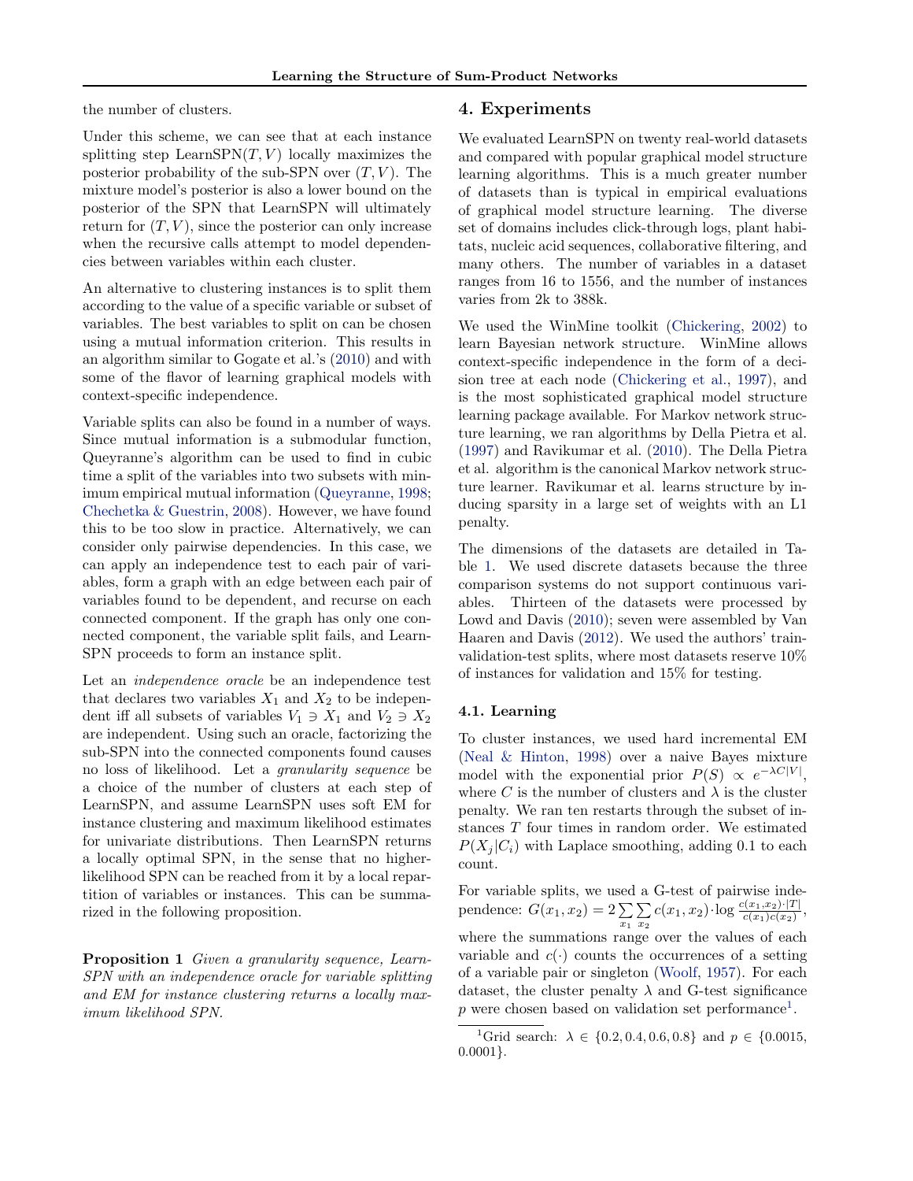the number of clusters.

Under this scheme, we can see that at each instance splitting step LearnSPN$(T, V)$ locally maximizes the posterior probability of the sub-SPN over $(T, V)$. The mixture model's posterior is also a lower bound on the posterior of the SPN that LearnSPN will ultimately return for $(T, V)$, since the posterior can only increase when the recursive calls attempt to model dependencies between variables within each cluster.

An alternative to clustering instances is to split them according to the value of a specific variable or subset of variables. The best variables to split on can be chosen using a mutual information criterion. This results in an algorithm similar to Gogate et al.'s (2010) and with some of the flavor of learning graphical models with context-specific independence.

Variable splits can also be found in a number of ways. Since mutual information is a submodular function, Queyranne's algorithm can be used to find in cubic time a split of the variables into two subsets with minimum empirical mutual information (Queyranne, 1998; Chechetka & Guestrin, 2008). However, we have found this to be too slow in practice. Alternatively, we can consider only pairwise dependencies. In this case, we can apply an independence test to each pair of variables, form a graph with an edge between each pair of variables found to be dependent, and recurse on each connected component. If the graph has only one connected component, the variable split fails, and LearnSPN proceeds to form an instance split.

Let an *independence oracle* be an independence test that declares two variables $X_1$ and $X_2$ to be independent iff all subsets of variables $V_1 \ni X_1$ and $V_2 \ni X_2$ are independent. Using such an oracle, factorizing the sub-SPN into the connected components found causes no loss of likelihood. Let a *granularity sequence* be a choice of the number of clusters at each step of LearnSPN, and assume LearnSPN uses soft EM for instance clustering and maximum likelihood estimates for univariate distributions. Then LearnSPN returns a locally optimal SPN, in the sense that no higher-likelihood SPN can be reached from it by a local repartition of variables or instances. This can be summarized in the following proposition.

**Proposition 1** *Given a granularity sequence, LearnSPN with an independence oracle for variable splitting and EM for instance clustering returns a locally maximum likelihood SPN.*

## 4. Experiments

We evaluated LearnSPN on twenty real-world datasets and compared with popular graphical model structure learning algorithms. This is a much greater number of datasets than is typical in empirical evaluations of graphical model structure learning. The diverse set of domains includes click-through logs, plant habitats, nucleic acid sequences, collaborative filtering, and many others. The number of variables in a dataset ranges from 16 to 1556, and the number of instances varies from 2k to 388k.

We used the WinMine toolkit (Chickering, 2002) to learn Bayesian network structure. WinMine allows context-specific independence in the form of a decision tree at each node (Chickering et al., 1997), and is the most sophisticated graphical model structure learning package available. For Markov network structure learning, we ran algorithms by Della Pietra et al. (1997) and Ravikumar et al. (2010). The Della Pietra et al. algorithm is the canonical Markov network structure learner. Ravikumar et al. learns structure by inducing sparsity in a large set of weights with an L1 penalty.

The dimensions of the datasets are detailed in Table 1. We used discrete datasets because the three comparison systems do not support continuous variables. Thirteen of the datasets were processed by Lowd and Davis (2010); seven were assembled by Van Haaren and Davis (2012). We used the authors' train-validation-test splits, where most datasets reserve 10% of instances for validation and 15% for testing.

### 4.1. Learning

To cluster instances, we used hard incremental EM (Neal & Hinton, 1998) over a naive Bayes mixture model with the exponential prior $P(S) \propto e^{-\lambda C|V|}$, where $C$ is the number of clusters and $\lambda$ is the cluster penalty. We ran ten restarts through the subset of instances $T$ four times in random order. We estimated $P(X_j|C_i)$ with Laplace smoothing, adding 0.1 to each count.

For variable splits, we used a G-test of pairwise independence: $G(x_1, x_2) = 2 \sum_{x_1} \sum_{x_2} c(x_1, x_2) \cdot \log \frac{c(x_1, x_2) \cdot |T|}{c(x_1) c(x_2)}$, where the summations range over the values of each variable and $c(\cdot)$ counts the occurrences of a setting of a variable pair or singleton (Woolf, 1957). For each dataset, the cluster penalty $\lambda$ and G-test significance $p$ were chosen based on validation set performance[1].

[1] Grid search: $\lambda \in \{0.2, 0.4, 0.6, 0.8\}$ and $p \in \{0.0015, 0.0001\}$.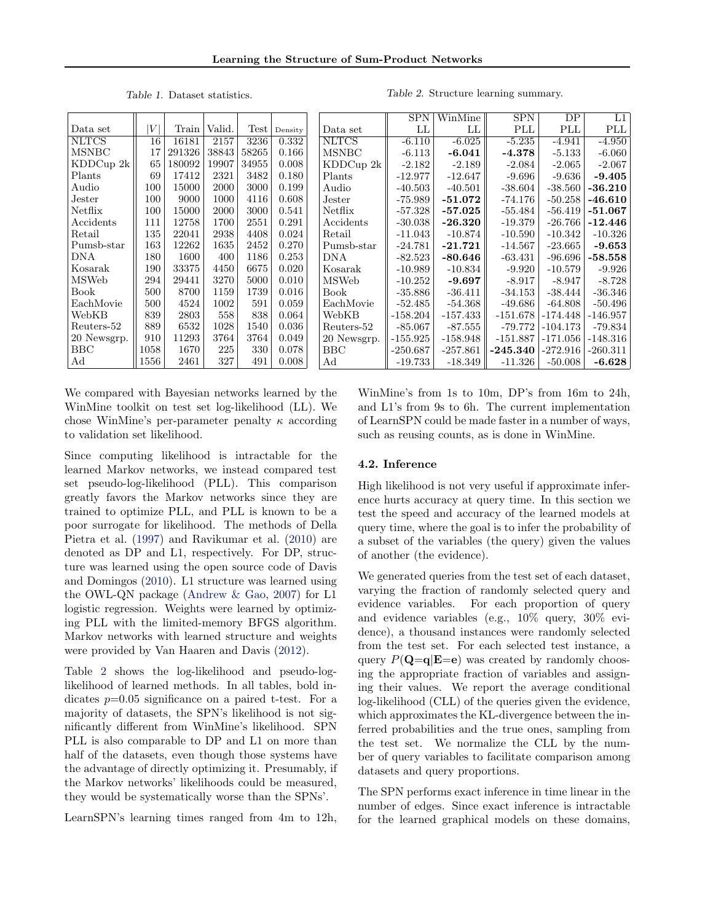Table 1. Dataset statistics.

| Data set | $\|V\|$ | Train | Valid. | Test | Density |
|---|---|---|---|---|---|
| NLTCS | 16 | 16181 | 2157 | 3236 | 0.332 |
| MSNBC | 17 | 291326 | 38843 | 58265 | 0.166 |
| KDDCup 2k | 65 | 180092 | 19907 | 34955 | 0.008 |
| Plants | 69 | 17412 | 2321 | 3482 | 0.180 |
| Audio | 100 | 15000 | 2000 | 3000 | 0.199 |
| Jester | 100 | 9000 | 1000 | 4116 | 0.608 |
| Netflix | 100 | 15000 | 2000 | 3000 | 0.541 |
| Accidents | 111 | 12758 | 1700 | 2551 | 0.291 |
| Retail | 135 | 22041 | 2938 | 4408 | 0.024 |
| Pumsb-star | 163 | 12262 | 1635 | 2452 | 0.270 |
| DNA | 180 | 1600 | 400 | 1186 | 0.253 |
| Kosarak | 190 | 33375 | 4450 | 6675 | 0.020 |
| MSWeb | 294 | 29441 | 3270 | 5000 | 0.010 |
| Book | 500 | 8700 | 1159 | 1739 | 0.016 |
| EachMovie | 500 | 4524 | 1002 | 591 | 0.059 |
| WebKB | 839 | 2803 | 558 | 838 | 0.064 |
| Reuters-52 | 889 | 6532 | 1028 | 1540 | 0.036 |
| 20 Newsgrp. | 910 | 11293 | 3764 | 3764 | 0.049 |
| BBC | 1058 | 1670 | 225 | 330 | 0.078 |
| Ad | 1556 | 2461 | 327 | 491 | 0.008 |

Table 2. Structure learning summary.

| Data set | SPN LL | WinMine LL | SPN PLL | DP PLL | L1 PLL |
|---|---|---|---|---|---|
| NLTCS | -6.110 | -6.025 | -5.235 | -4.941 | -4.950 |
| MSNBC | -6.113 | **-6.041** | **-4.378** | -5.133 | -6.060 |
| KDDCup 2k | -2.182 | -2.189 | -2.084 | -2.065 | -2.067 |
| Plants | -12.977 | -12.647 | -9.696 | -9.636 | **-9.405** |
| Audio | -40.503 | -40.501 | -38.604 | -38.560 | **-36.210** |
| Jester | -75.989 | **-51.072** | -74.176 | -50.258 | **-46.610** |
| Netflix | -57.328 | **-57.025** | -55.484 | -56.419 | **-51.067** |
| Accidents | -30.038 | **-26.320** | -19.379 | -26.766 | **-12.446** |
| Retail | -11.043 | -10.874 | -10.590 | -10.342 | -10.326 |
| Pumsb-star | -24.781 | **-21.721** | -14.567 | -23.665 | **-9.653** |
| DNA | -82.523 | **-80.646** | -63.431 | -96.696 | **-58.558** |
| Kosarak | -10.989 | -10.834 | -9.920 | -10.579 | -9.926 |
| MSWeb | -10.252 | **-9.697** | -8.917 | -8.947 | -8.728 |
| Book | -35.886 | -36.411 | -34.153 | -38.444 | -36.346 |
| EachMovie | -52.485 | -54.368 | -49.686 | -64.808 | -50.496 |
| WebKB | -158.204 | -157.433 | -151.678 | -174.448 | -146.957 |
| Reuters-52 | -85.067 | -87.555 | -79.772 | -104.173 | -79.834 |
| 20 Newsgrp. | -155.925 | -158.948 | -151.887 | -171.056 | -148.316 |
| BBC | -250.687 | -257.861 | **-245.340** | -272.916 | -260.311 |
| Ad | -19.733 | -18.349 | -11.326 | -50.008 | **-6.628** |

We compared with Bayesian networks learned by the WinMine toolkit on test set log-likelihood (LL). We chose WinMine's per-parameter penalty $\kappa$ according to validation set likelihood.

Since computing likelihood is intractable for the learned Markov networks, we instead compared test set pseudo-log-likelihood (PLL). This comparison greatly favors the Markov networks since they are trained to optimize PLL, and PLL is known to be a poor surrogate for likelihood. The methods of Della Pietra et al. (1997) and Ravikumar et al. (2010) are denoted as DP and L1, respectively. For DP, structure was learned using the open source code of Davis and Domingos (2010). L1 structure was learned using the OWL-QN package (Andrew & Gao, 2007) for L1 logistic regression. Weights were learned by optimizing PLL with the limited-memory BFGS algorithm. Markov networks with learned structure and weights were provided by Van Haaren and Davis (2012).

Table 2 shows the log-likelihood and pseudo-log-likelihood of learned methods. In all tables, bold indicates $p$=0.05 significance on a paired t-test. For a majority of datasets, the SPN's likelihood is not significantly different from WinMine's likelihood. SPN PLL is also comparable to DP and L1 on more than half of the datasets, even though those systems have the advantage of directly optimizing it. Presumably, if the Markov networks' likelihoods could be measured, they would be systematically worse than the SPNs'.

LearnSPN's learning times ranged from 4m to 12h, WinMine's from 1s to 10m, DP's from 16m to 24h, and L1's from 9s to 6h. The current implementation of LearnSPN could be made faster in a number of ways, such as reusing counts, as is done in WinMine.

### 4.2. Inference

High likelihood is not very useful if approximate inference hurts accuracy at query time. In this section we test the speed and accuracy of the learned models at query time, where the goal is to infer the probability of a subset of the variables (the query) given the values of another (the evidence).

We generated queries from the test set of each dataset, varying the fraction of randomly selected query and evidence variables. For each proportion of query and evidence variables (e.g., 10% query, 30% evidence), a thousand instances were randomly selected from the test set. For each selected test instance, a query $P(\mathbf{Q}{=}\mathbf{q}|\mathbf{E}{=}\mathbf{e})$ was created by randomly choosing the appropriate fraction of variables and assigning their values. We report the average conditional log-likelihood (CLL) of the queries given the evidence, which approximates the KL-divergence between the inferred probabilities and the true ones, sampling from the test set. We normalize the CLL by the number of query variables to facilitate comparison among datasets and query proportions.

The SPN performs exact inference in time linear in the number of edges. Since exact inference is intractable for the learned graphical models on these domains,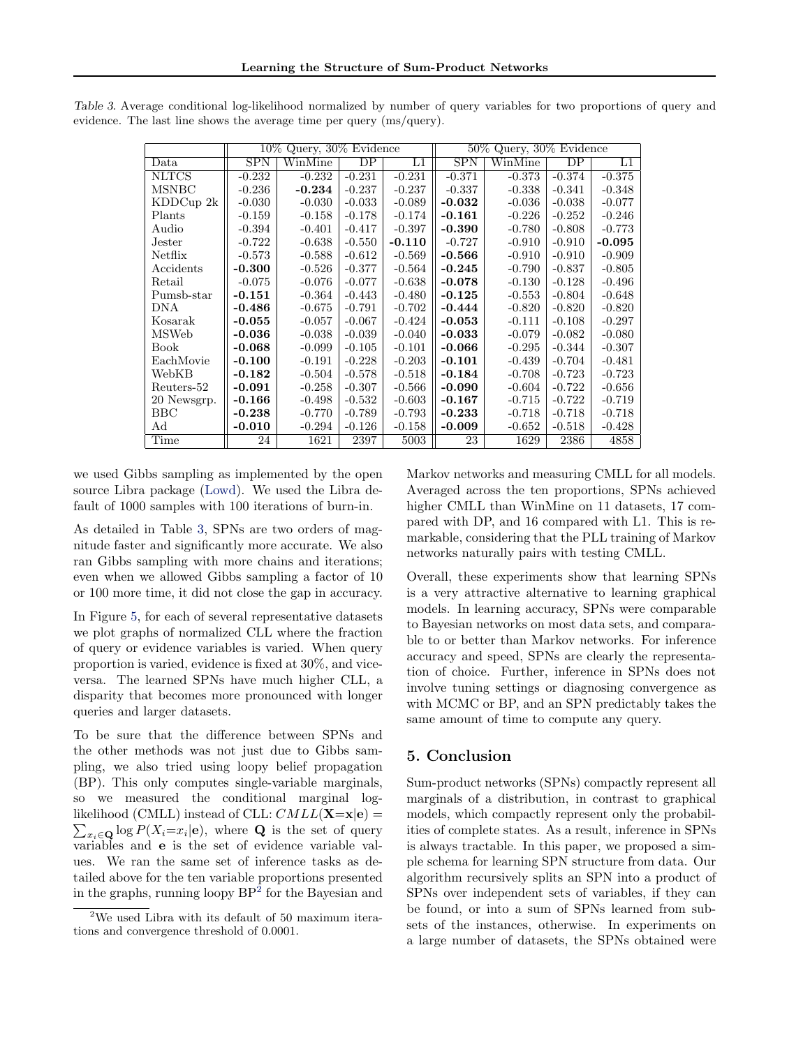Table 3. Average conditional log-likelihood normalized by number of query variables for two proportions of query and evidence. The last line shows the average time per query (ms/query).

| | 10% Query, 30% Evidence | | | | 50% Query, 30% Evidence | | | |
|---|---|---|---|---|---|---|---|---|
| Data | SPN | WinMine | DP | L1 | SPN | WinMine | DP | L1 |
| NLTCS | -0.232 | -0.232 | -0.231 | -0.231 | -0.371 | -0.373 | -0.374 | -0.375 |
| MSNBC | -0.236 | **-0.234** | -0.237 | -0.237 | -0.337 | -0.338 | -0.341 | -0.348 |
| KDDCup 2k | -0.030 | -0.030 | -0.033 | -0.089 | **-0.032** | -0.036 | -0.038 | -0.077 |
| Plants | -0.159 | -0.158 | -0.178 | -0.174 | **-0.161** | -0.226 | -0.252 | -0.246 |
| Audio | -0.394 | -0.401 | -0.417 | -0.397 | **-0.390** | -0.780 | -0.808 | -0.773 |
| Jester | -0.722 | -0.638 | -0.550 | **-0.110** | -0.727 | -0.910 | -0.910 | **-0.095** |
| Netflix | -0.573 | -0.588 | -0.612 | -0.569 | **-0.566** | -0.910 | -0.910 | -0.909 |
| Accidents | **-0.300** | -0.526 | -0.377 | -0.564 | **-0.245** | -0.790 | -0.837 | -0.805 |
| Retail | -0.075 | -0.076 | -0.077 | -0.638 | **-0.078** | -0.130 | -0.128 | -0.496 |
| Pumsb-star | **-0.151** | -0.364 | -0.443 | -0.480 | **-0.125** | -0.553 | -0.804 | -0.648 |
| DNA | **-0.486** | -0.675 | -0.791 | -0.702 | **-0.444** | -0.820 | -0.820 | -0.820 |
| Kosarak | **-0.055** | -0.057 | -0.067 | -0.424 | **-0.053** | -0.111 | -0.108 | -0.297 |
| MSWeb | **-0.036** | -0.038 | -0.039 | -0.040 | **-0.033** | -0.079 | -0.082 | -0.080 |
| Book | **-0.068** | -0.099 | -0.105 | -0.101 | **-0.066** | -0.295 | -0.344 | -0.307 |
| EachMovie | **-0.100** | -0.191 | -0.228 | -0.203 | **-0.101** | -0.439 | -0.704 | -0.481 |
| WebKB | **-0.182** | -0.504 | -0.578 | -0.518 | **-0.184** | -0.708 | -0.723 | -0.723 |
| Reuters-52 | **-0.091** | -0.258 | -0.307 | -0.566 | **-0.090** | -0.604 | -0.722 | -0.656 |
| 20 Newsgrp. | **-0.166** | -0.498 | -0.532 | -0.603 | **-0.167** | -0.715 | -0.722 | -0.719 |
| BBC | **-0.238** | -0.770 | -0.789 | -0.793 | **-0.233** | -0.718 | -0.718 | -0.718 |
| Ad | **-0.010** | -0.294 | -0.126 | -0.158 | **-0.009** | -0.652 | -0.518 | -0.428 |
| Time | 24 | 1621 | 2397 | 5003 | 23 | 1629 | 2386 | 4858 |

we used Gibbs sampling as implemented by the open source Libra package (Lowd). We used the Libra default of 1000 samples with 100 iterations of burn-in.

As detailed in Table 3, SPNs are two orders of magnitude faster and significantly more accurate. We also ran Gibbs sampling with more chains and iterations; even when we allowed Gibbs sampling a factor of 10 or 100 more time, it did not close the gap in accuracy.

In Figure 5, for each of several representative datasets we plot graphs of normalized CLL where the fraction of query or evidence variables is varied. When query proportion is varied, evidence is fixed at 30%, and vice-versa. The learned SPNs have much higher CLL, a disparity that becomes more pronounced with longer queries and larger datasets.

To be sure that the difference between SPNs and the other methods was not just due to Gibbs sampling, we also tried using loopy belief propagation (BP). This only computes single-variable marginals, so we measured the conditional marginal log-likelihood (CMLL) instead of CLL: $CMLL(\mathbf{X}{=}\mathbf{x}|\mathbf{e}) = \sum_{x_i \in \mathbf{Q}} \log P(X_i{=}x_i|\mathbf{e})$, where $\mathbf{Q}$ is the set of query variables and $\mathbf{e}$ is the set of evidence variable values. We ran the same set of inference tasks as detailed above for the ten variable proportions presented in the graphs, running loopy BP[2] for the Bayesian and Markov networks and measuring CMLL for all models. Averaged across the ten proportions, SPNs achieved higher CMLL than WinMine on 11 datasets, 17 compared with DP, and 16 compared with L1. This is remarkable, considering that the PLL training of Markov networks naturally pairs with testing CMLL.

[2] We used Libra with its default of 50 maximum iterations and convergence threshold of 0.0001.

Overall, these experiments show that learning SPNs is a very attractive alternative to learning graphical models. In learning accuracy, SPNs were comparable to Bayesian networks on most data sets, and comparable to or better than Markov networks. For inference accuracy and speed, SPNs are clearly the representation of choice. Further, inference in SPNs does not involve tuning settings or diagnosing convergence as with MCMC or BP, and an SPN predictably takes the same amount of time to compute any query.

## 5. Conclusion

Sum-product networks (SPNs) compactly represent all marginals of a distribution, in contrast to graphical models, which compactly represent only the probabilities of complete states. As a result, inference in SPNs is always tractable. In this paper, we proposed a simple schema for learning SPN structure from data. Our algorithm recursively splits an SPN into a product of SPNs over independent sets of variables, if they can be found, or into a sum of SPNs learned from subsets of the instances, otherwise. In experiments on a large number of datasets, the SPNs obtained were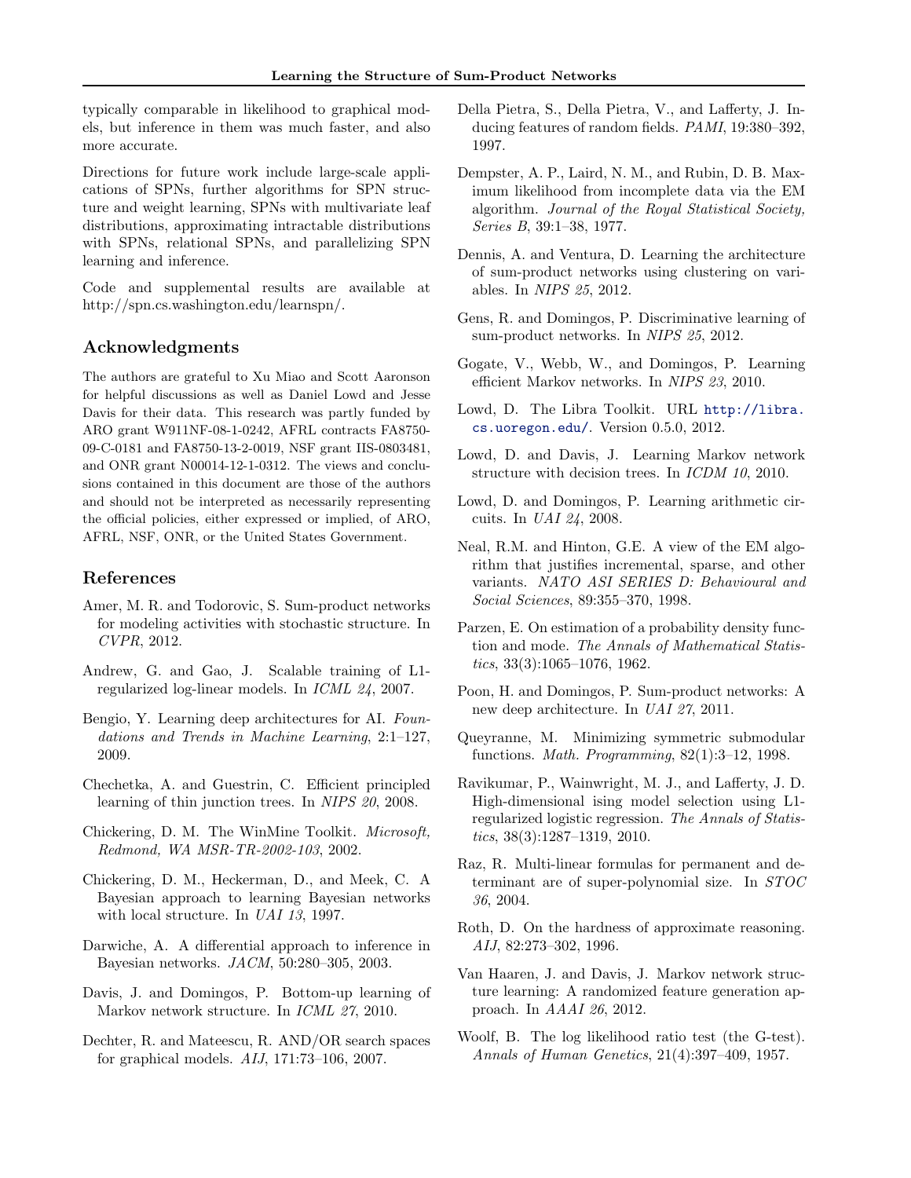typically comparable in likelihood to graphical models, but inference in them was much faster, and also more accurate.

Directions for future work include large-scale applications of SPNs, further algorithms for SPN structure and weight learning, SPNs with multivariate leaf distributions, approximating intractable distributions with SPNs, relational SPNs, and parallelizing SPN learning and inference.

Code and supplemental results are available at http://spn.cs.washington.edu/learnspn/.

## Acknowledgments

The authors are grateful to Xu Miao and Scott Aaronson for helpful discussions as well as Daniel Lowd and Jesse Davis for their data. This research was partly funded by ARO grant W911NF-08-1-0242, AFRL contracts FA8750-09-C-0181 and FA8750-13-2-0019, NSF grant IIS-0803481, and ONR grant N00014-12-1-0312. The views and conclusions contained in this document are those of the authors and should not be interpreted as necessarily representing the official policies, either expressed or implied, of ARO, AFRL, NSF, ONR, or the United States Government.

## References

Amer, M. R. and Todorovic, S. Sum-product networks for modeling activities with stochastic structure. In *CVPR*, 2012.

Andrew, G. and Gao, J. Scalable training of L1-regularized log-linear models. In *ICML 24*, 2007.

Bengio, Y. Learning deep architectures for AI. *Foundations and Trends in Machine Learning*, 2:1–127, 2009.

Chechetka, A. and Guestrin, C. Efficient principled learning of thin junction trees. In *NIPS 20*, 2008.

Chickering, D. M. The WinMine Toolkit. *Microsoft, Redmond, WA MSR-TR-2002-103*, 2002.

Chickering, D. M., Heckerman, D., and Meek, C. A Bayesian approach to learning Bayesian networks with local structure. In *UAI 13*, 1997.

Darwiche, A. A differential approach to inference in Bayesian networks. *JACM*, 50:280–305, 2003.

Davis, J. and Domingos, P. Bottom-up learning of Markov network structure. In *ICML 27*, 2010.

Dechter, R. and Mateescu, R. AND/OR search spaces for graphical models. *AIJ*, 171:73–106, 2007.

Della Pietra, S., Della Pietra, V., and Lafferty, J. Inducing features of random fields. *PAMI*, 19:380–392, 1997.

Dempster, A. P., Laird, N. M., and Rubin, D. B. Maximum likelihood from incomplete data via the EM algorithm. *Journal of the Royal Statistical Society, Series B*, 39:1–38, 1977.

Dennis, A. and Ventura, D. Learning the architecture of sum-product networks using clustering on variables. In *NIPS 25*, 2012.

Gens, R. and Domingos, P. Discriminative learning of sum-product networks. In *NIPS 25*, 2012.

Gogate, V., Webb, W., and Domingos, P. Learning efficient Markov networks. In *NIPS 23*, 2010.

Lowd, D. The Libra Toolkit. URL http://libra.cs.uoregon.edu/. Version 0.5.0, 2012.

Lowd, D. and Davis, J. Learning Markov network structure with decision trees. In *ICDM 10*, 2010.

Lowd, D. and Domingos, P. Learning arithmetic circuits. In *UAI 24*, 2008.

Neal, R.M. and Hinton, G.E. A view of the EM algorithm that justifies incremental, sparse, and other variants. *NATO ASI SERIES D: Behavioural and Social Sciences*, 89:355–370, 1998.

Parzen, E. On estimation of a probability density function and mode. *The Annals of Mathematical Statistics*, 33(3):1065–1076, 1962.

Poon, H. and Domingos, P. Sum-product networks: A new deep architecture. In *UAI 27*, 2011.

Queyranne, M. Minimizing symmetric submodular functions. *Math. Programming*, 82(1):3–12, 1998.

Ravikumar, P., Wainwright, M. J., and Lafferty, J. D. High-dimensional ising model selection using L1-regularized logistic regression. *The Annals of Statistics*, 38(3):1287–1319, 2010.

Raz, R. Multi-linear formulas for permanent and determinant are of super-polynomial size. In *STOC 36*, 2004.

Roth, D. On the hardness of approximate reasoning. *AIJ*, 82:273–302, 1996.

Van Haaren, J. and Davis, J. Markov network structure learning: A randomized feature generation approach. In *AAAI 26*, 2012.

Woolf, B. The log likelihood ratio test (the G-test). *Annals of Human Genetics*, 21(4):397–409, 1957.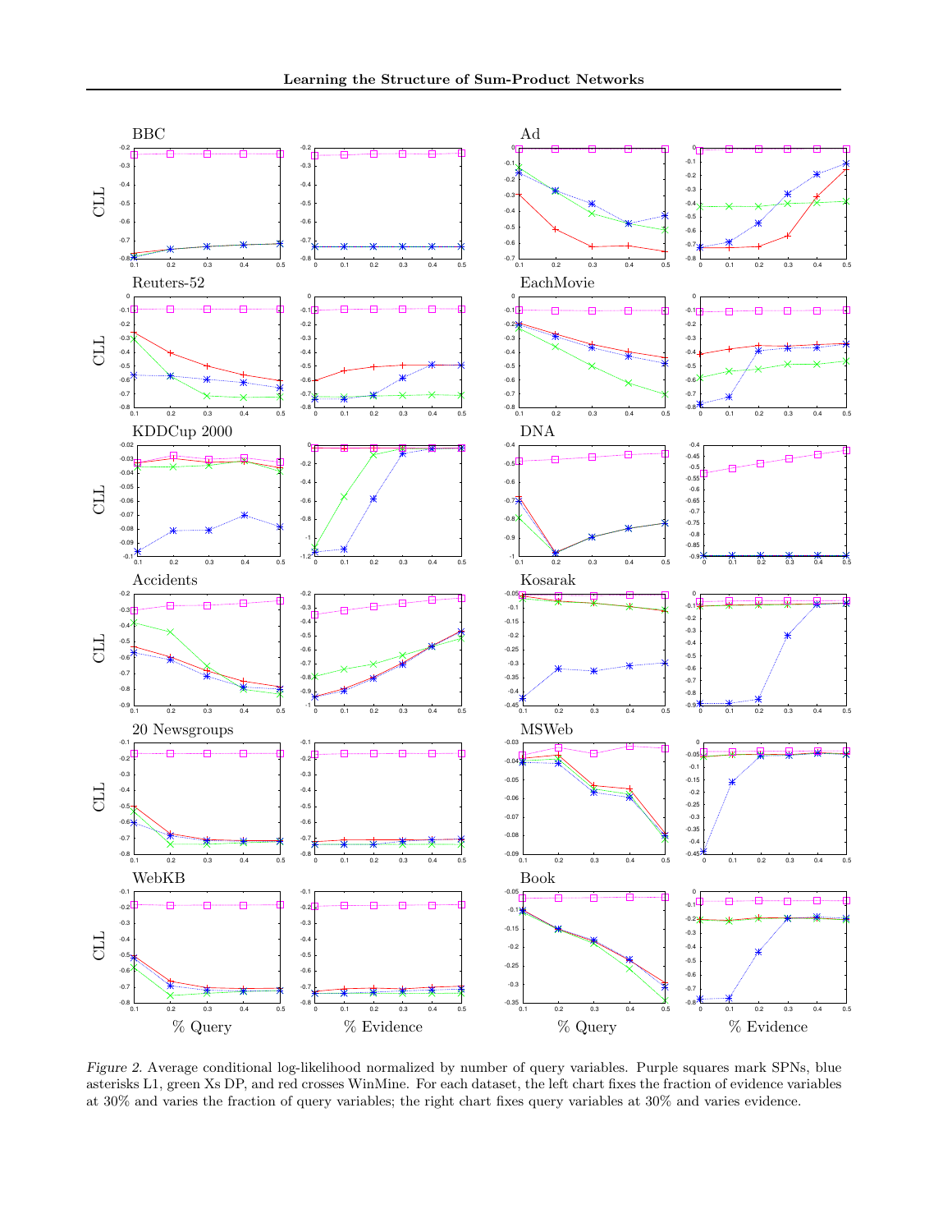BBC

Ad

Reuters-52

EachMovie

KDDCup 2000

DNA

Accidents

Kosarak

20 Newsgroups

MSWeb

WebKB

Book

CLL

% Query

% Evidence

*Figure 2.* Average conditional log-likelihood normalized by number of query variables. Purple squares mark SPNs, blue asterisks L1, green Xs DP, and red crosses WinMine. For each dataset, the left chart fixes the fraction of evidence variables at 30% and varies the fraction of query variables; the right chart fixes query variables at 30% and varies evidence.